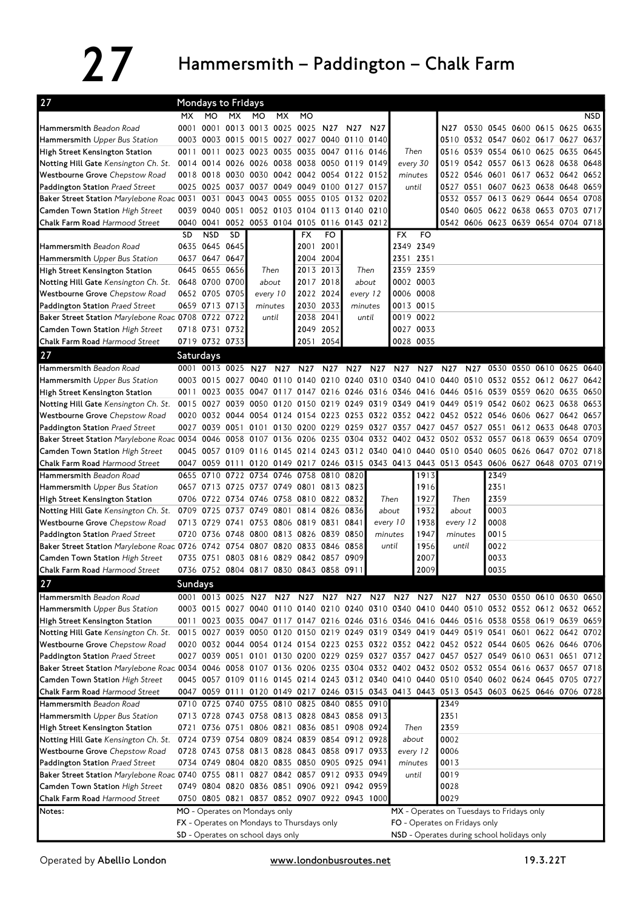# 27 Hammersmith – Paddington – Chalk Farm

## Mondays to Fridays

| 27 | MX | MO | MX | MO | MX | MO | | | | | | | | | | | | NSD |
|---|---|---|---|---|---|---|---|---|---|---|---|---|---|---|---|---|---|---|
| **Hammersmith** *Beadon Road* | 0001 | 0001 | 0013 | 0013 | 0025 | 0025 | N27 | N27 | N27 | | N27 | 0530 | 0545 | 0600 | 0615 | 0625 | 0635 |
| **Hammersmith** *Upper Bus Station* | 0003 | 0003 | 0015 | 0015 | 0027 | 0027 | 0040 | 0110 | 0140 | | 0510 | 0532 | 0547 | 0602 | 0617 | 0627 | 0637 |
| **High Street Kensington Station** | 0011 | 0011 | 0023 | 0023 | 0035 | 0035 | 0047 | 0116 | 0146 | Then | 0516 | 0539 | 0554 | 0610 | 0625 | 0635 | 0645 |
| **Notting Hill Gate** *Kensington Ch. St.* | 0014 | 0014 | 0026 | 0026 | 0038 | 0038 | 0050 | 0119 | 0149 | every 30 | 0519 | 0542 | 0557 | 0613 | 0628 | 0638 | 0648 |
| **Westbourne Grove** *Chepstow Road* | 0018 | 0018 | 0030 | 0030 | 0042 | 0042 | 0054 | 0122 | 0152 | minutes | 0522 | 0546 | 0601 | 0617 | 0632 | 0642 | 0652 |
| **Paddington Station** *Praed Street* | 0025 | 0025 | 0037 | 0037 | 0049 | 0049 | 0100 | 0127 | 0157 | until | 0527 | 0551 | 0607 | 0623 | 0638 | 0648 | 0659 |
| **Baker Street Station** *Marylebone Road* | 0031 | 0031 | 0043 | 0043 | 0055 | 0055 | 0105 | 0132 | 0202 | | 0532 | 0557 | 0613 | 0629 | 0644 | 0654 | 0708 |
| **Camden Town Station** *High Street* | 0039 | 0040 | 0051 | 0052 | 0103 | 0104 | 0113 | 0140 | 0210 | | 0540 | 0605 | 0622 | 0638 | 0653 | 0703 | 0717 |
| **Chalk Farm Road** *Harmood Street* | 0040 | 0041 | 0052 | 0053 | 0104 | 0105 | 0116 | 0143 | 0212 | | 0542 | 0606 | 0623 | 0639 | 0654 | 0704 | 0718 |

| 27 | SD | NSD | SD | | FX | FO | | FX | FO |
|---|---|---|---|---|---|---|---|---|---|
| **Hammersmith** *Beadon Road* | 0635 | 0645 | 0645 | | 2001 | 2001 | | 2349 | 2349 |
| **Hammersmith** *Upper Bus Station* | 0637 | 0647 | 0647 | | 2004 | 2004 | | 2351 | 2351 |
| **High Street Kensington Station** | 0645 | 0655 | 0656 | Then | 2013 | 2013 | Then | 2359 | 2359 |
| **Notting Hill Gate** *Kensington Ch. St.* | 0648 | 0700 | 0700 | about | 2017 | 2018 | about | 0002 | 0003 |
| **Westbourne Grove** *Chepstow Road* | 0652 | 0705 | 0705 | every 10 | 2022 | 2024 | every 12 | 0006 | 0008 |
| **Paddington Station** *Praed Street* | 0659 | 0713 | 0713 | minutes | 2030 | 2033 | minutes | 0013 | 0015 |
| **Baker Street Station** *Marylebone Road* | 0708 | 0722 | 0722 | until | 2038 | 2041 | until | 0019 | 0022 |
| **Camden Town Station** *High Street* | 0718 | 0731 | 0732 | | 2049 | 2052 | | 0027 | 0033 |
| **Chalk Farm Road** *Harmood Street* | 0719 | 0732 | 0733 | | 2051 | 2054 | | 0028 | 0035 |

## Saturdays

| 27 | | | | | | | | | | | | | | | | | | |
|---|---|---|---|---|---|---|---|---|---|---|---|---|---|---|---|---|---|---|
| **Hammersmith** *Beadon Road* | 0001 | 0013 | 0025 | N27 | N27 | N27 | N27 | N27 | N27 | N27 | N27 | N27 | N27 | 0530 | 0550 | 0610 | 0625 | 0640 |
| **Hammersmith** *Upper Bus Station* | 0003 | 0015 | 0027 | 0040 | 0110 | 0140 | 0210 | 0240 | 0310 | 0340 | 0410 | 0440 | 0510 | 0532 | 0552 | 0612 | 0627 | 0642 |
| **High Street Kensington Station** | 0011 | 0023 | 0035 | 0047 | 0117 | 0147 | 0216 | 0246 | 0316 | 0346 | 0416 | 0446 | 0516 | 0539 | 0559 | 0620 | 0635 | 0650 |
| **Notting Hill Gate** *Kensington Ch. St.* | 0015 | 0027 | 0039 | 0050 | 0120 | 0150 | 0219 | 0249 | 0319 | 0349 | 0419 | 0449 | 0519 | 0542 | 0602 | 0623 | 0638 | 0653 |
| **Westbourne Grove** *Chepstow Road* | 0020 | 0032 | 0044 | 0054 | 0124 | 0154 | 0223 | 0253 | 0322 | 0352 | 0422 | 0452 | 0522 | 0546 | 0606 | 0627 | 0642 | 0657 |
| **Paddington Station** *Praed Street* | 0027 | 0039 | 0051 | 0101 | 0130 | 0200 | 0229 | 0259 | 0327 | 0357 | 0427 | 0457 | 0527 | 0551 | 0612 | 0633 | 0648 | 0703 |
| **Baker Street Station** *Marylebone Road* | 0034 | 0046 | 0058 | 0107 | 0136 | 0206 | 0235 | 0304 | 0332 | 0402 | 0432 | 0502 | 0532 | 0557 | 0618 | 0639 | 0654 | 0709 |
| **Camden Town Station** *High Street* | 0045 | 0057 | 0109 | 0116 | 0145 | 0214 | 0243 | 0312 | 0340 | 0410 | 0440 | 0510 | 0540 | 0605 | 0626 | 0647 | 0702 | 0718 |
| **Chalk Farm Road** *Harmood Street* | 0047 | 0059 | 0111 | 0120 | 0149 | 0217 | 0246 | 0315 | 0343 | 0413 | 0443 | 0513 | 0543 | 0606 | 0627 | 0648 | 0703 | 0719 |

| 27 | | | | | | | | | | | | |
|---|---|---|---|---|---|---|---|---|---|---|---|---|
| **Hammersmith** *Beadon Road* | 0655 | 0710 | 0722 | 0734 | 0746 | 0758 | 0810 | 0820 | | 1913 | | 2349 |
| **Hammersmith** *Upper Bus Station* | 0657 | 0713 | 0725 | 0737 | 0749 | 0801 | 0813 | 0823 | | 1916 | | 2351 |
| **High Street Kensington Station** | 0706 | 0722 | 0734 | 0746 | 0758 | 0810 | 0822 | 0832 | Then | 1927 | Then | 2359 |
| **Notting Hill Gate** *Kensington Ch. St.* | 0709 | 0725 | 0737 | 0749 | 0801 | 0814 | 0826 | 0836 | about | 1932 | about | 0003 |
| **Westbourne Grove** *Chepstow Road* | 0713 | 0729 | 0741 | 0753 | 0806 | 0819 | 0831 | 0841 | every 10 | 1938 | every 12 | 0008 |
| **Paddington Station** *Praed Street* | 0720 | 0736 | 0748 | 0800 | 0813 | 0826 | 0839 | 0850 | minutes | 1947 | minutes | 0015 |
| **Baker Street Station** *Marylebone Road* | 0726 | 0742 | 0754 | 0807 | 0820 | 0833 | 0846 | 0858 | until | 1956 | until | 0022 |
| **Camden Town Station** *High Street* | 0735 | 0751 | 0803 | 0816 | 0829 | 0842 | 0857 | 0909 | | 2007 | | 0033 |
| **Chalk Farm Road** *Harmood Street* | 0736 | 0752 | 0804 | 0817 | 0830 | 0843 | 0858 | 0911 | | 2009 | | 0035 |

## Sundays

| 27 | | | | | | | | | | | | | | | | | | |
|---|---|---|---|---|---|---|---|---|---|---|---|---|---|---|---|---|---|---|
| **Hammersmith** *Beadon Road* | 0001 | 0013 | 0025 | N27 | N27 | N27 | N27 | N27 | N27 | N27 | N27 | N27 | N27 | 0530 | 0550 | 0610 | 0630 | 0650 |
| **Hammersmith** *Upper Bus Station* | 0003 | 0015 | 0027 | 0040 | 0110 | 0140 | 0210 | 0240 | 0310 | 0340 | 0410 | 0440 | 0510 | 0532 | 0552 | 0612 | 0632 | 0652 |
| **High Street Kensington Station** | 0011 | 0023 | 0035 | 0047 | 0117 | 0147 | 0216 | 0246 | 0316 | 0346 | 0416 | 0446 | 0516 | 0538 | 0558 | 0619 | 0639 | 0659 |
| **Notting Hill Gate** *Kensington Ch. St.* | 0015 | 0027 | 0039 | 0050 | 0120 | 0150 | 0219 | 0249 | 0319 | 0349 | 0419 | 0449 | 0519 | 0541 | 0601 | 0622 | 0642 | 0702 |
| **Westbourne Grove** *Chepstow Road* | 0020 | 0032 | 0044 | 0054 | 0124 | 0154 | 0223 | 0253 | 0322 | 0352 | 0422 | 0452 | 0522 | 0544 | 0605 | 0626 | 0646 | 0706 |
| **Paddington Station** *Praed Street* | 0027 | 0039 | 0051 | 0101 | 0130 | 0200 | 0229 | 0259 | 0327 | 0357 | 0427 | 0457 | 0527 | 0549 | 0610 | 0631 | 0651 | 0712 |
| **Baker Street Station** *Marylebone Road* | 0034 | 0046 | 0058 | 0107 | 0136 | 0206 | 0235 | 0304 | 0332 | 0402 | 0432 | 0502 | 0532 | 0554 | 0616 | 0637 | 0657 | 0718 |
| **Camden Town Station** *High Street* | 0045 | 0057 | 0109 | 0116 | 0145 | 0214 | 0243 | 0312 | 0340 | 0410 | 0440 | 0510 | 0540 | 0602 | 0624 | 0645 | 0705 | 0727 |
| **Chalk Farm Road** *Harmood Street* | 0047 | 0059 | 0111 | 0120 | 0149 | 0217 | 0246 | 0315 | 0343 | 0413 | 0443 | 0513 | 0543 | 0603 | 0625 | 0646 | 0706 | 0728 |

| 27 | | | | | | | | | | | |
|---|---|---|---|---|---|---|---|---|---|---|---|
| **Hammersmith** *Beadon Road* | 0710 | 0725 | 0740 | 0755 | 0810 | 0825 | 0840 | 0855 | 0910 | | 2349 |
| **Hammersmith** *Upper Bus Station* | 0713 | 0728 | 0743 | 0758 | 0813 | 0828 | 0843 | 0858 | 0913 | | 2351 |
| **High Street Kensington Station** | 0721 | 0736 | 0751 | 0806 | 0821 | 0836 | 0851 | 0908 | 0924 | Then | 2359 |
| **Notting Hill Gate** *Kensington Ch. St.* | 0724 | 0739 | 0754 | 0809 | 0824 | 0839 | 0854 | 0912 | 0928 | about | 0002 |
| **Westbourne Grove** *Chepstow Road* | 0728 | 0743 | 0758 | 0813 | 0828 | 0843 | 0858 | 0917 | 0933 | every 12 | 0006 |
| **Paddington Station** *Praed Street* | 0734 | 0749 | 0804 | 0820 | 0835 | 0850 | 0905 | 0925 | 0941 | minutes | 0013 |
| **Baker Street Station** *Marylebone Road* | 0740 | 0755 | 0811 | 0827 | 0842 | 0857 | 0912 | 0933 | 0949 | until | 0019 |
| **Camden Town Station** *High Street* | 0749 | 0804 | 0820 | 0836 | 0851 | 0906 | 0921 | 0942 | 0959 | | 0028 |
| **Chalk Farm Road** *Harmood Street* | 0750 | 0805 | 0821 | 0837 | 0852 | 0907 | 0922 | 0943 | 1000 | | 0029 |

**Notes:**

- MO - Operates on Mondays only
- MX - Operates on Tuesdays to Fridays only
- FX - Operates on Mondays to Thursdays only
- FO - Operates on Fridays only
- SD - Operates on school days only
- NSD - Operates during school holidays only

Operated by **Abellio London** www.londonbusroutes.net 19.3.22T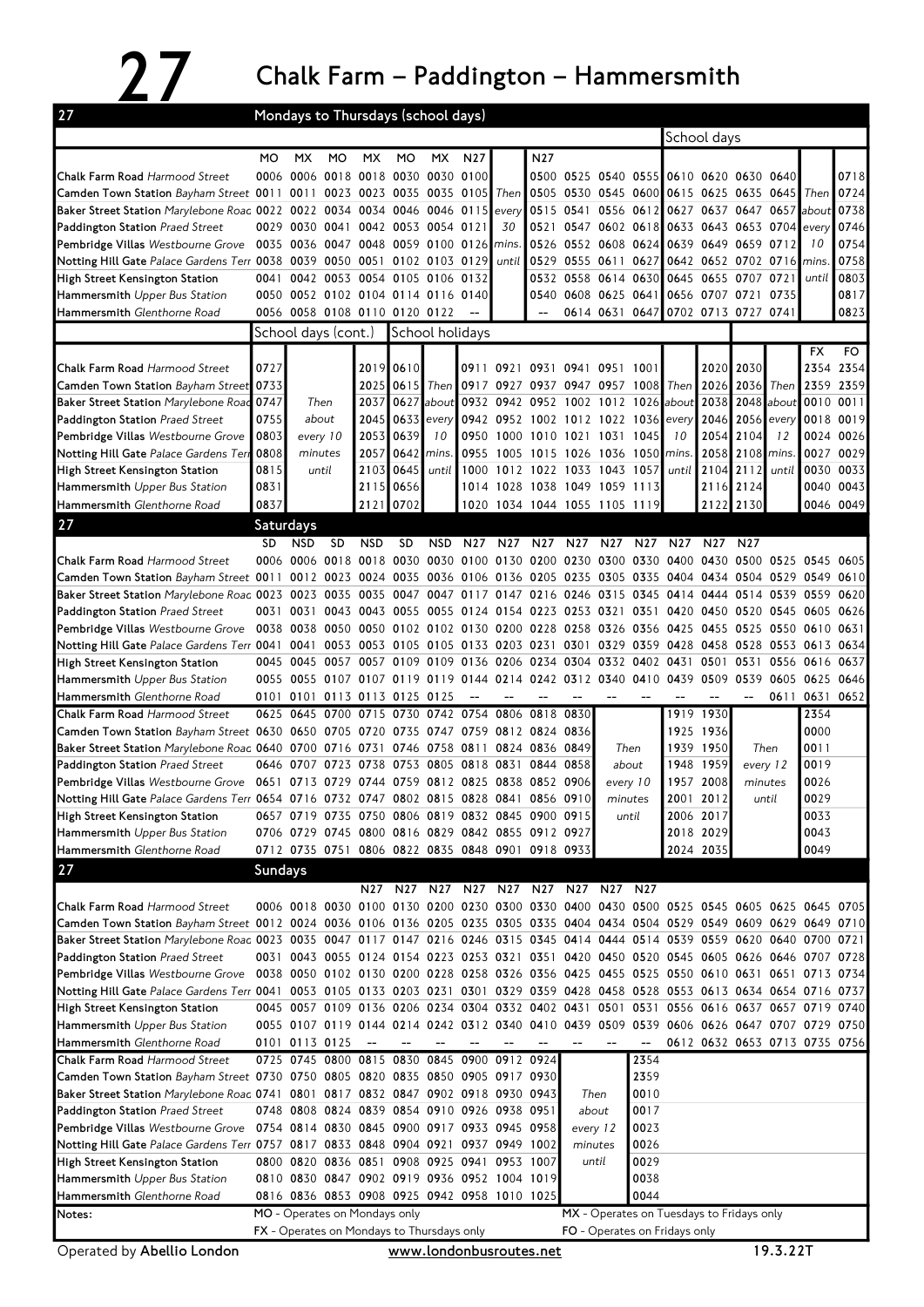# 27 Chalk Farm – Paddington – Hammersmith

## Mondays to Thursdays (school days)

| | MO | MX | MO | MX | MO | MX | N27 | | N27 | | | | School days | | | | | |
|---|---|---|---|---|---|---|---|---|---|---|---|---|---|---|---|---|---|---|
| **Chalk Farm Road** *Harmood Street* | 0006 | 0006 | 0018 | 0018 | 0030 | 0030 | 0100 | | 0500 | 0525 | 0540 | 0555 | 0610 | 0620 | 0630 | 0640 | | 0718 |
| **Camden Town Station** *Bayham Street* | 0011 | 0011 | 0023 | 0023 | 0035 | 0035 | 0105 | Then | 0505 | 0530 | 0545 | 0600 | 0615 | 0625 | 0635 | 0645 | Then | 0724 |
| **Baker Street Station** *Marylebone Road* | 0022 | 0022 | 0034 | 0034 | 0046 | 0046 | 0115 | every | 0515 | 0541 | 0556 | 0612 | 0627 | 0637 | 0647 | 0657 | about | 0738 |
| **Paddington Station** *Praed Street* | 0029 | 0030 | 0041 | 0042 | 0053 | 0054 | 0121 | 30 | 0521 | 0547 | 0602 | 0618 | 0633 | 0643 | 0653 | 0704 | every | 0746 |
| **Pembridge Villas** *Westbourne Grove* | 0035 | 0036 | 0047 | 0048 | 0059 | 0100 | 0126 | mins. | 0526 | 0552 | 0608 | 0624 | 0639 | 0649 | 0659 | 0712 | 10 | 0754 |
| **Notting Hill Gate** *Palace Gardens Terr* | 0038 | 0039 | 0050 | 0051 | 0102 | 0103 | 0129 | until | 0529 | 0555 | 0611 | 0627 | 0642 | 0652 | 0702 | 0716 | mins. | 0758 |
| **High Street Kensington Station** | 0041 | 0042 | 0053 | 0054 | 0105 | 0106 | 0132 | | 0532 | 0558 | 0614 | 0630 | 0645 | 0655 | 0707 | 0721 | until | 0803 |
| **Hammersmith** *Upper Bus Station* | 0050 | 0052 | 0102 | 0104 | 0114 | 0116 | 0140 | | 0540 | 0608 | 0625 | 0641 | 0656 | 0707 | 0721 | 0735 | | 0817 |
| **Hammersmith** *Glenthorne Road* | 0056 | 0058 | 0108 | 0110 | 0120 | 0122 | -- | | -- | 0614 | 0631 | 0647 | 0702 | 0713 | 0727 | 0741 | | 0823 |

| | School days (cont.) | | | School holidays | | | | | | | | | | | | FX | FO |
|---|---|---|---|---|---|---|---|---|---|---|---|---|---|---|---|---|---|
| **Chalk Farm Road** *Harmood Street* | 0727 | | 2019 | 0610 | | 0911 | 0921 | 0931 | 0941 | 0951 | 1001 | | 2020 | 2030 | | 2354 | 2354 |
| **Camden Town Station** *Bayham Street* | 0733 | | 2025 | 0615 | Then | 0917 | 0927 | 0937 | 0947 | 0957 | 1008 | Then | 2026 | 2036 | Then | 2359 | 2359 |
| **Baker Street Station** *Marylebone Road* | 0747 | Then | 2037 | 0627 | about | 0932 | 0942 | 0952 | 1002 | 1012 | 1026 | about | 2038 | 2048 | about | 0010 | 0011 |
| **Paddington Station** *Praed Street* | 0755 | about | 2045 | 0633 | every | 0942 | 0952 | 1002 | 1012 | 1022 | 1036 | every | 2046 | 2056 | every | 0018 | 0019 |
| **Pembridge Villas** *Westbourne Grove* | 0803 | every 10 | 2053 | 0639 | 10 | 0950 | 1000 | 1010 | 1021 | 1031 | 1045 | 10 | 2054 | 2104 | 12 | 0024 | 0026 |
| **Notting Hill Gate** *Palace Gardens Terr* | 0808 | minutes | 2057 | 0642 | mins. | 0955 | 1005 | 1015 | 1026 | 1036 | 1050 | mins. | 2058 | 2108 | mins. | 0027 | 0029 |
| **High Street Kensington Station** | 0815 | until | 2103 | 0645 | until | 1000 | 1012 | 1022 | 1033 | 1043 | 1057 | until | 2104 | 2112 | until | 0030 | 0033 |
| **Hammersmith** *Upper Bus Station* | 0831 | | 2115 | 0656 | | 1014 | 1028 | 1038 | 1049 | 1059 | 1113 | | 2116 | 2124 | | 0040 | 0043 |
| **Hammersmith** *Glenthorne Road* | 0837 | | 2121 | 0702 | | 1020 | 1034 | 1044 | 1055 | 1105 | 1119 | | 2122 | 2130 | | 0046 | 0049 |

## Saturdays

| | SD | NSD | SD | NSD | SD | NSD | N27 | N27 | N27 | N27 | N27 | N27 | N27 | N27 | N27 | | | |
|---|---|---|---|---|---|---|---|---|---|---|---|---|---|---|---|---|---|---|
| **Chalk Farm Road** *Harmood Street* | 0006 | 0006 | 0018 | 0018 | 0030 | 0030 | 0100 | 0130 | 0200 | 0230 | 0300 | 0330 | 0400 | 0430 | 0500 | 0525 | 0545 | 0605 |
| **Camden Town Station** *Bayham Street* | 0011 | 0012 | 0023 | 0024 | 0035 | 0036 | 0106 | 0136 | 0205 | 0235 | 0305 | 0335 | 0404 | 0434 | 0504 | 0529 | 0549 | 0610 |
| **Baker Street Station** *Marylebone Road* | 0023 | 0023 | 0035 | 0035 | 0047 | 0047 | 0117 | 0147 | 0216 | 0246 | 0315 | 0345 | 0414 | 0444 | 0514 | 0539 | 0559 | 0620 |
| **Paddington Station** *Praed Street* | 0031 | 0031 | 0043 | 0043 | 0055 | 0055 | 0124 | 0154 | 0223 | 0253 | 0321 | 0351 | 0420 | 0450 | 0520 | 0545 | 0605 | 0626 |
| **Pembridge Villas** *Westbourne Grove* | 0038 | 0038 | 0050 | 0050 | 0102 | 0102 | 0130 | 0200 | 0228 | 0258 | 0326 | 0356 | 0425 | 0455 | 0525 | 0550 | 0610 | 0631 |
| **Notting Hill Gate** *Palace Gardens Terr* | 0041 | 0041 | 0053 | 0053 | 0105 | 0105 | 0133 | 0203 | 0231 | 0301 | 0329 | 0359 | 0428 | 0458 | 0528 | 0553 | 0613 | 0634 |
| **High Street Kensington Station** | 0045 | 0045 | 0057 | 0057 | 0109 | 0109 | 0136 | 0206 | 0234 | 0304 | 0332 | 0402 | 0431 | 0501 | 0531 | 0556 | 0616 | 0637 |
| **Hammersmith** *Upper Bus Station* | 0055 | 0055 | 0107 | 0107 | 0119 | 0119 | 0144 | 0214 | 0242 | 0312 | 0340 | 0410 | 0439 | 0509 | 0539 | 0605 | 0625 | 0646 |
| **Hammersmith** *Glenthorne Road* | 0101 | 0101 | 0113 | 0113 | 0125 | 0125 | -- | -- | -- | -- | -- | -- | -- | -- | -- | 0611 | 0631 | 0652 |

| | | | | | | | | | | | | | | | |
|---|---|---|---|---|---|---|---|---|---|---|---|---|---|---|---|
| **Chalk Farm Road** *Harmood Street* | 0625 | 0645 | 0700 | 0715 | 0730 | 0742 | 0754 | 0806 | 0818 | 0830 | | 1919 | 1930 | | 2354 |
| **Camden Town Station** *Bayham Street* | 0630 | 0650 | 0705 | 0720 | 0735 | 0747 | 0759 | 0812 | 0824 | 0836 | | 1925 | 1936 | | 0000 |
| **Baker Street Station** *Marylebone Road* | 0640 | 0700 | 0716 | 0731 | 0746 | 0758 | 0811 | 0824 | 0836 | 0849 | Then | 1939 | 1950 | Then | 0011 |
| **Paddington Station** *Praed Street* | 0646 | 0707 | 0723 | 0738 | 0753 | 0805 | 0818 | 0831 | 0844 | 0858 | about | 1948 | 1959 | every 12 | 0019 |
| **Pembridge Villas** *Westbourne Grove* | 0651 | 0713 | 0729 | 0744 | 0759 | 0812 | 0825 | 0838 | 0852 | 0906 | every 10 | 1957 | 2008 | minutes | 0026 |
| **Notting Hill Gate** *Palace Gardens Terr* | 0654 | 0716 | 0732 | 0747 | 0802 | 0815 | 0828 | 0841 | 0856 | 0910 | minutes | 2001 | 2012 | until | 0029 |
| **High Street Kensington Station** | 0657 | 0719 | 0735 | 0750 | 0806 | 0819 | 0832 | 0845 | 0900 | 0915 | until | 2006 | 2017 | | 0033 |
| **Hammersmith** *Upper Bus Station* | 0706 | 0729 | 0745 | 0800 | 0816 | 0829 | 0842 | 0855 | 0912 | 0927 | | 2018 | 2029 | | 0043 |
| **Hammersmith** *Glenthorne Road* | 0712 | 0735 | 0751 | 0806 | 0822 | 0835 | 0848 | 0901 | 0918 | 0933 | | 2024 | 2035 | | 0049 |

## Sundays

| | | | | N27 | N27 | N27 | N27 | N27 | N27 | N27 | N27 | N27 | | | | | | |
|---|---|---|---|---|---|---|---|---|---|---|---|---|---|---|---|---|---|---|
| **Chalk Farm Road** *Harmood Street* | 0006 | 0018 | 0030 | 0100 | 0130 | 0200 | 0230 | 0300 | 0330 | 0400 | 0430 | 0500 | 0525 | 0545 | 0605 | 0625 | 0645 | 0705 |
| **Camden Town Station** *Bayham Street* | 0012 | 0024 | 0036 | 0106 | 0136 | 0205 | 0235 | 0305 | 0335 | 0404 | 0434 | 0504 | 0529 | 0549 | 0609 | 0629 | 0649 | 0710 |
| **Baker Street Station** *Marylebone Road* | 0023 | 0035 | 0047 | 0117 | 0147 | 0216 | 0246 | 0315 | 0345 | 0414 | 0444 | 0514 | 0539 | 0559 | 0620 | 0640 | 0700 | 0721 |
| **Paddington Station** *Praed Street* | 0031 | 0043 | 0055 | 0124 | 0154 | 0223 | 0253 | 0321 | 0351 | 0420 | 0450 | 0520 | 0545 | 0605 | 0626 | 0646 | 0707 | 0728 |
| **Pembridge Villas** *Westbourne Grove* | 0038 | 0050 | 0102 | 0130 | 0200 | 0228 | 0258 | 0326 | 0356 | 0425 | 0455 | 0525 | 0550 | 0610 | 0631 | 0651 | 0713 | 0734 |
| **Notting Hill Gate** *Palace Gardens Terr* | 0041 | 0053 | 0105 | 0133 | 0203 | 0231 | 0301 | 0329 | 0359 | 0428 | 0458 | 0528 | 0553 | 0613 | 0634 | 0654 | 0716 | 0737 |
| **High Street Kensington Station** | 0045 | 0057 | 0109 | 0136 | 0206 | 0234 | 0304 | 0332 | 0402 | 0431 | 0501 | 0531 | 0556 | 0616 | 0637 | 0657 | 0719 | 0740 |
| **Hammersmith** *Upper Bus Station* | 0055 | 0107 | 0119 | 0144 | 0214 | 0242 | 0312 | 0340 | 0410 | 0439 | 0509 | 0539 | 0606 | 0626 | 0647 | 0707 | 0729 | 0750 |
| **Hammersmith** *Glenthorne Road* | 0101 | 0113 | 0125 | -- | -- | -- | -- | -- | -- | -- | -- | -- | 0612 | 0632 | 0653 | 0713 | 0735 | 0756 |

| | | | | | | | | | | | |
|---|---|---|---|---|---|---|---|---|---|---|---|
| **Chalk Farm Road** *Harmood Street* | 0725 | 0745 | 0800 | 0815 | 0830 | 0845 | 0900 | 0912 | 0924 | | 2354 |
| **Camden Town Station** *Bayham Street* | 0730 | 0750 | 0805 | 0820 | 0835 | 0850 | 0905 | 0917 | 0930 | | 2359 |
| **Baker Street Station** *Marylebone Road* | 0741 | 0801 | 0817 | 0832 | 0847 | 0902 | 0918 | 0930 | 0943 | Then | 0010 |
| **Paddington Station** *Praed Street* | 0748 | 0808 | 0824 | 0839 | 0854 | 0910 | 0926 | 0938 | 0951 | about | 0017 |
| **Pembridge Villas** *Westbourne Grove* | 0754 | 0814 | 0830 | 0845 | 0900 | 0917 | 0933 | 0945 | 0958 | every 12 | 0023 |
| **Notting Hill Gate** *Palace Gardens Terr* | 0757 | 0817 | 0833 | 0848 | 0904 | 0921 | 0937 | 0949 | 1002 | minutes | 0026 |
| **High Street Kensington Station** | 0800 | 0820 | 0836 | 0851 | 0908 | 0925 | 0941 | 0953 | 1007 | until | 0029 |
| **Hammersmith** *Upper Bus Station* | 0810 | 0830 | 0847 | 0902 | 0919 | 0936 | 0952 | 1004 | 1019 | | 0038 |
| **Hammersmith** *Glenthorne Road* | 0816 | 0836 | 0853 | 0908 | 0925 | 0942 | 0958 | 1010 | 1025 | | 0044 |

**Notes:**

- MO - Operates on Mondays only
- MX - Operates on Tuesdays to Fridays only
- FX - Operates on Mondays to Thursdays only
- FO - Operates on Fridays only

Operated by **Abellio London** — www.londonbusroutes.net — 19.3.22T